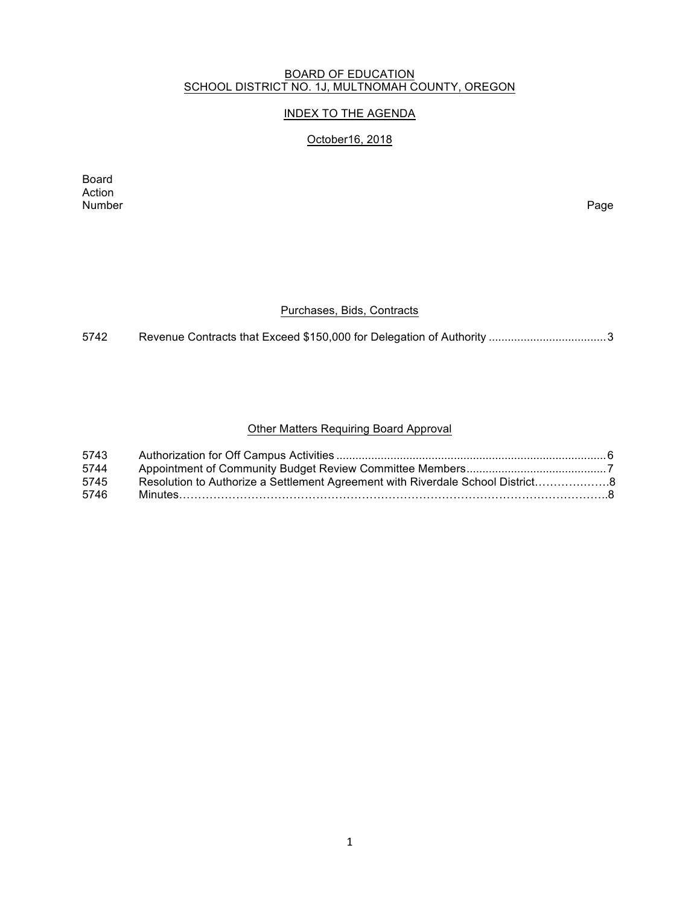BOARD OF EDUCATION
SCHOOL DISTRICT NO. 1J, MULTNOMAH COUNTY, OREGON

INDEX TO THE AGENDA

October16, 2018

| Board Action Number | | Page |
|---|---|---|

## Purchases, Bids, Contracts

| | | |
|---|---|---|
| 5742 | Revenue Contracts that Exceed $150,000 for Delegation of Authority | 3 |

## Other Matters Requiring Board Approval

| | | |
|---|---|---|
| 5743 | Authorization for Off Campus Activities | 6 |
| 5744 | Appointment of Community Budget Review Committee Members | 7 |
| 5745 | Resolution to Authorize a Settlement Agreement with Riverdale School District | 8 |
| 5746 | Minutes | 8 |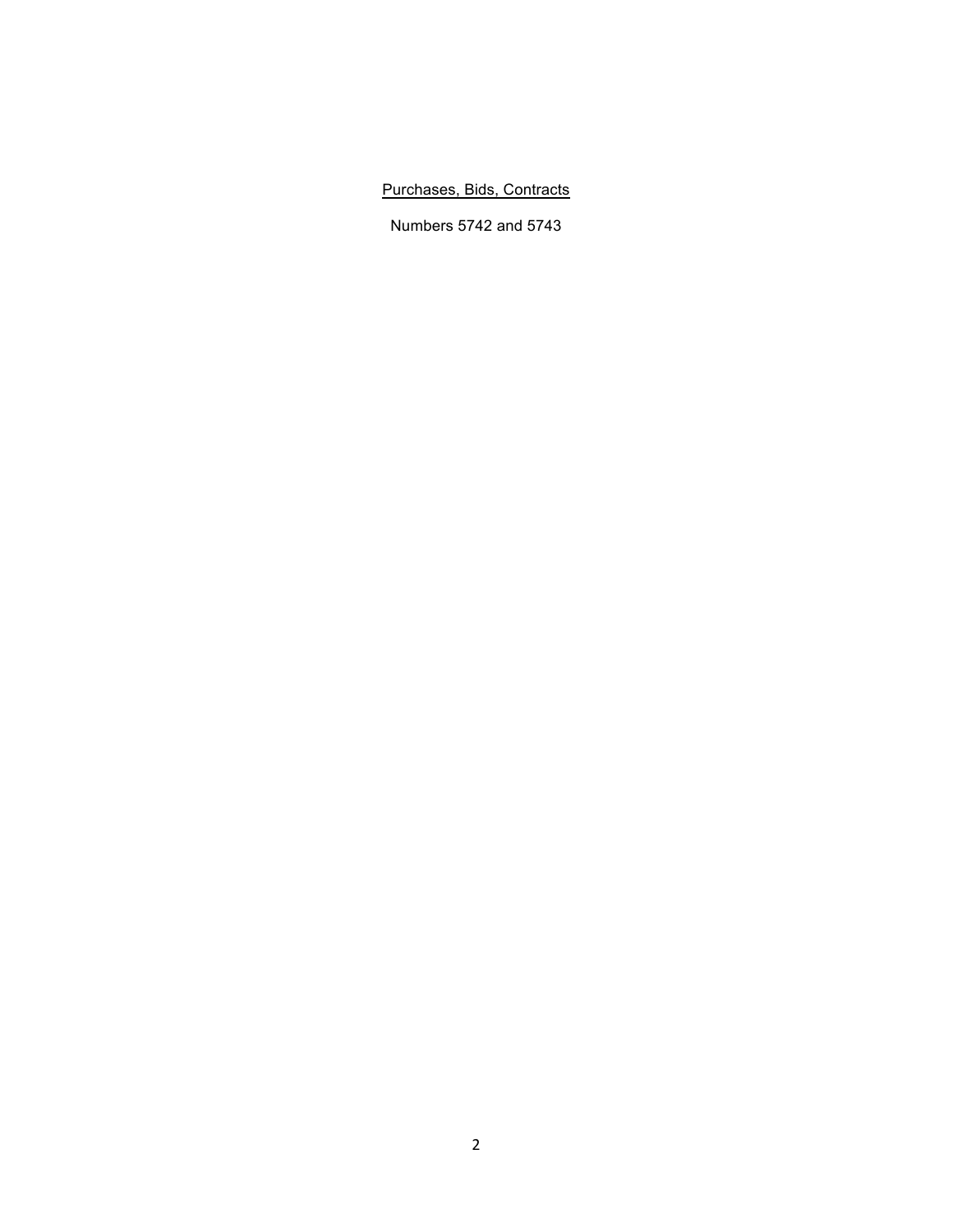<u>Purchases, Bids, Contracts</u>

Numbers 5742 and 5743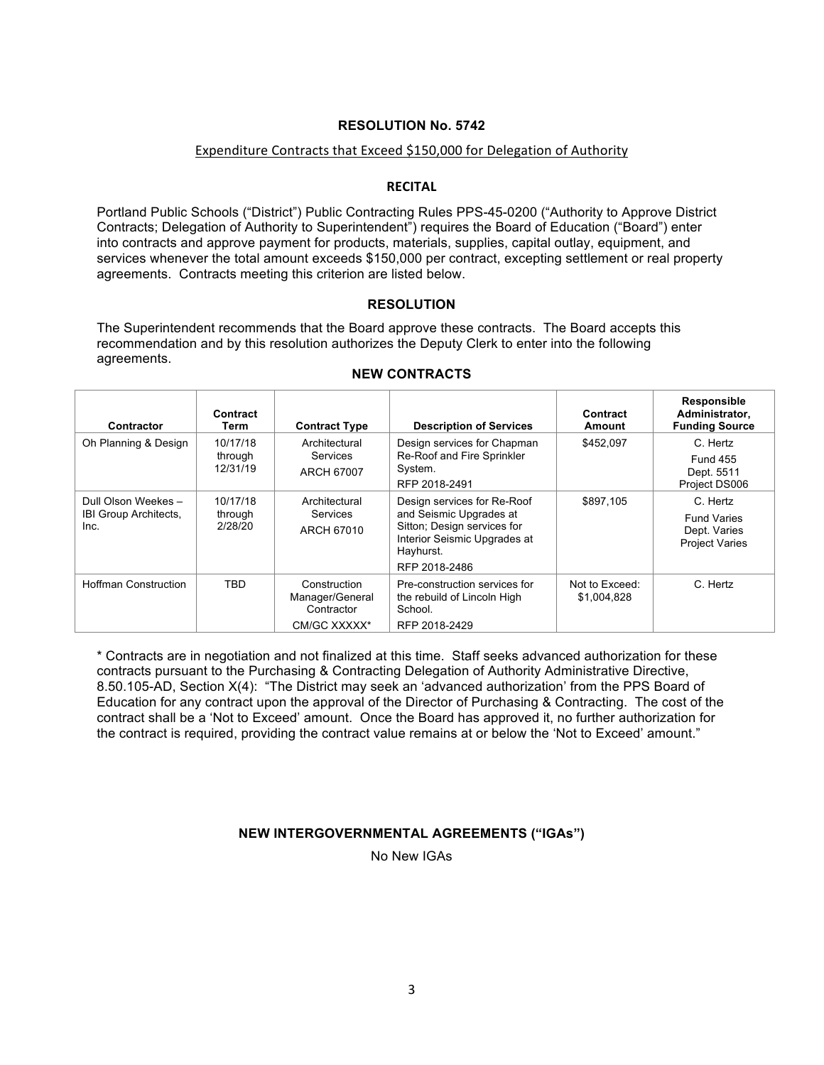## RESOLUTION No. 5742

Expenditure Contracts that Exceed $150,000 for Delegation of Authority

### RECITAL

Portland Public Schools ("District") Public Contracting Rules PPS-45-0200 ("Authority to Approve District Contracts; Delegation of Authority to Superintendent") requires the Board of Education ("Board") enter into contracts and approve payment for products, materials, supplies, capital outlay, equipment, and services whenever the total amount exceeds $150,000 per contract, excepting settlement or real property agreements. Contracts meeting this criterion are listed below.

### RESOLUTION

The Superintendent recommends that the Board approve these contracts. The Board accepts this recommendation and by this resolution authorizes the Deputy Clerk to enter into the following agreements.

### NEW CONTRACTS

| Contractor | Contract Term | Contract Type | Description of Services | Contract Amount | Responsible Administrator, Funding Source |
|---|---|---|---|---|---|
| Oh Planning & Design | 10/17/18 through 12/31/19 | Architectural Services<br>ARCH 67007 | Design services for Chapman Re-Roof and Fire Sprinkler System.<br>RFP 2018-2491 | $452,097 | C. Hertz<br>Fund 455<br>Dept. 5511<br>Project DS006 |
| Dull Olson Weekes – IBI Group Architects, Inc. | 10/17/18 through 2/28/20 | Architectural Services<br>ARCH 67010 | Design services for Re-Roof and Seismic Upgrades at Sitton; Design services for Interior Seismic Upgrades at Hayhurst.<br>RFP 2018-2486 | $897,105 | C. Hertz<br>Fund Varies<br>Dept. Varies<br>Project Varies |
| Hoffman Construction | TBD | Construction Manager/General Contractor<br>CM/GC XXXXX* | Pre-construction services for the rebuild of Lincoln High School.<br>RFP 2018-2429 | Not to Exceed: $1,004,828 | C. Hertz |

* Contracts are in negotiation and not finalized at this time. Staff seeks advanced authorization for these contracts pursuant to the Purchasing & Contracting Delegation of Authority Administrative Directive, 8.50.105-AD, Section X(4): "The District may seek an 'advanced authorization' from the PPS Board of Education for any contract upon the approval of the Director of Purchasing & Contracting. The cost of the contract shall be a 'Not to Exceed' amount. Once the Board has approved it, no further authorization for the contract is required, providing the contract value remains at or below the 'Not to Exceed' amount."

### NEW INTERGOVERNMENTAL AGREEMENTS ("IGAs")

No New IGAs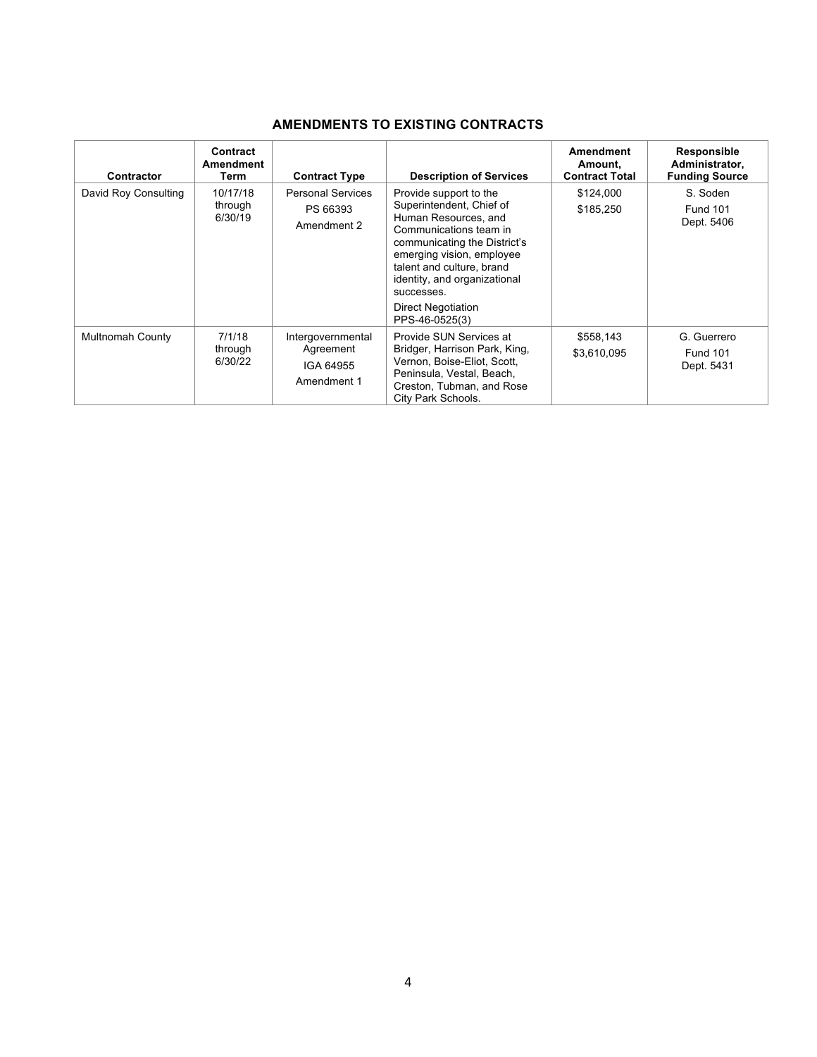## AMENDMENTS TO EXISTING CONTRACTS

| Contractor | Contract Amendment Term | Contract Type | Description of Services | Amendment Amount, Contract Total | Responsible Administrator, Funding Source |
|---|---|---|---|---|---|
| David Roy Consulting | 10/17/18 through 6/30/19 | Personal Services PS 66393 Amendment 2 | Provide support to the Superintendent, Chief of Human Resources, and Communications team in communicating the District's emerging vision, employee talent and culture, brand identity, and organizational successes. Direct Negotiation PPS-46-0525(3) | $124,000 $185,250 | S. Soden Fund 101 Dept. 5406 |
| Multnomah County | 7/1/18 through 6/30/22 | Intergovernmental Agreement IGA 64955 Amendment 1 | Provide SUN Services at Bridger, Harrison Park, King, Vernon, Boise-Eliot, Scott, Peninsula, Vestal, Beach, Creston, Tubman, and Rose City Park Schools. | $558,143 $3,610,095 | G. Guerrero Fund 101 Dept. 5431 |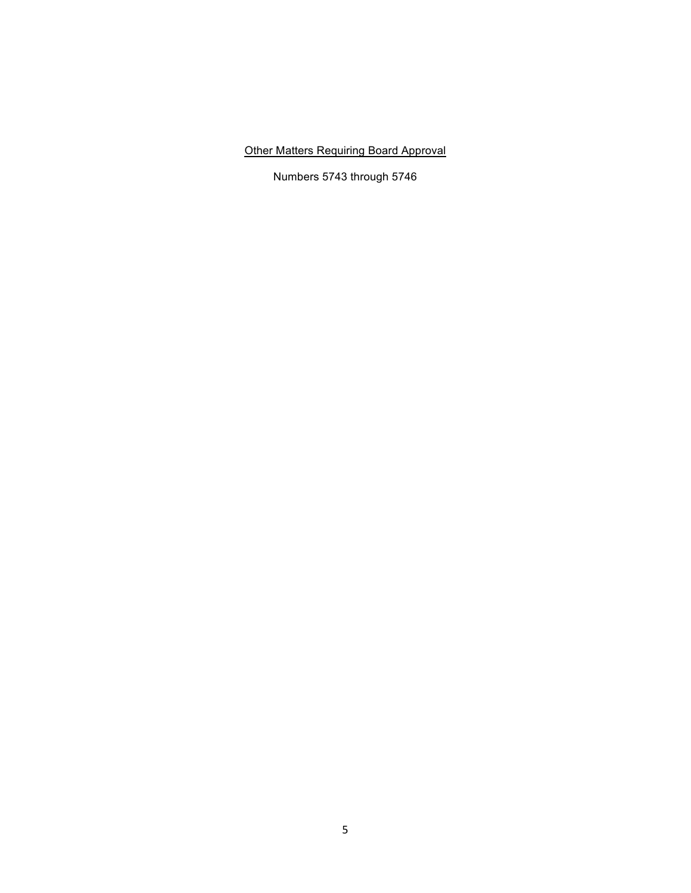<u>Other Matters Requiring Board Approval</u>

Numbers 5743 through 5746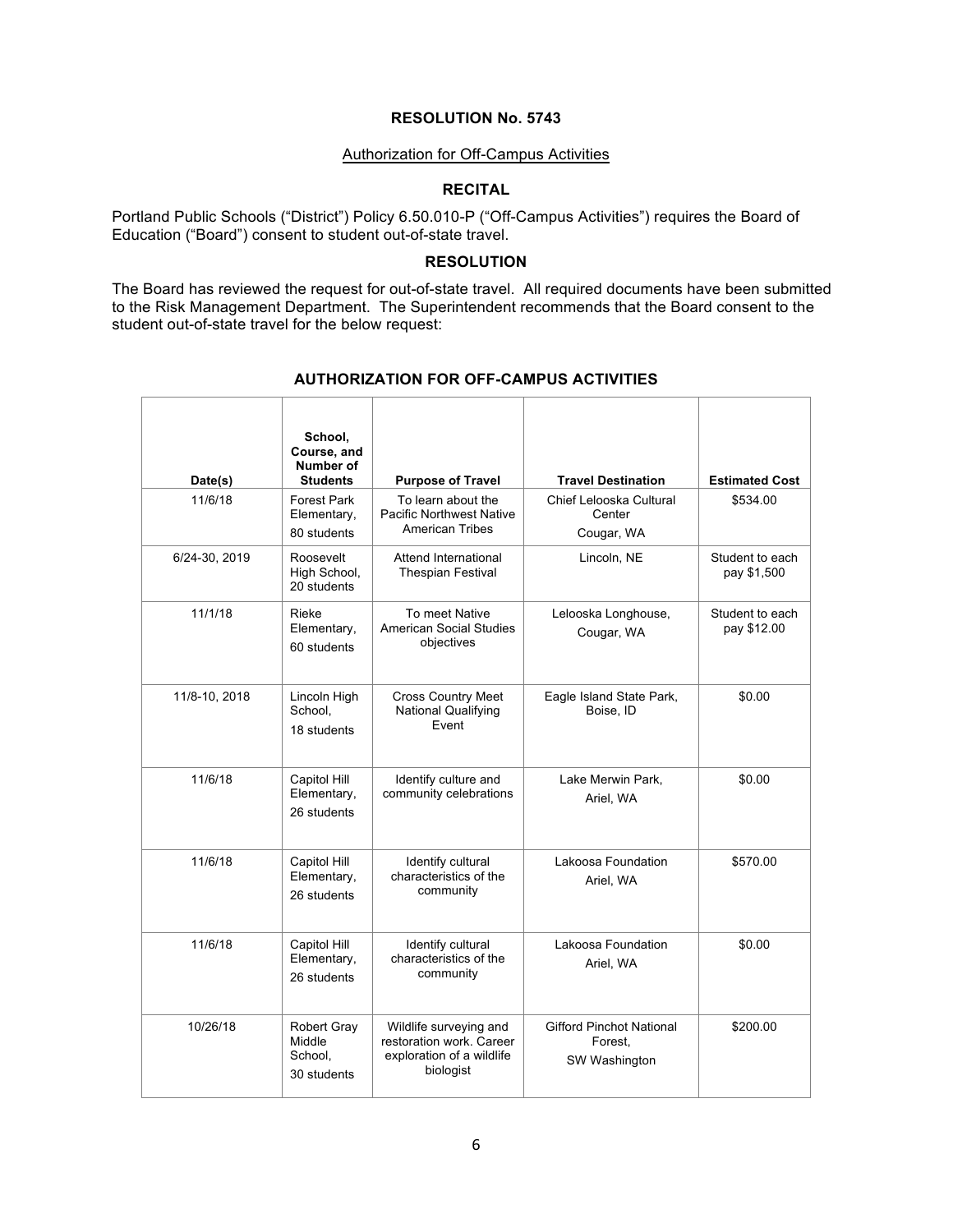**RESOLUTION No. 5743**

Authorization for Off-Campus Activities

**RECITAL**

Portland Public Schools ("District") Policy 6.50.010-P ("Off-Campus Activities") requires the Board of Education ("Board") consent to student out-of-state travel.

**RESOLUTION**

The Board has reviewed the request for out-of-state travel. All required documents have been submitted to the Risk Management Department. The Superintendent recommends that the Board consent to the student out-of-state travel for the below request:

**AUTHORIZATION FOR OFF-CAMPUS ACTIVITIES**

| Date(s) | School, Course, and Number of Students | Purpose of Travel | Travel Destination | Estimated Cost |
|---|---|---|---|---|
| 11/6/18 | Forest Park Elementary, 80 students | To learn about the Pacific Northwest Native American Tribes | Chief Lelooska Cultural Center Cougar, WA | $534.00 |
| 6/24-30, 2019 | Roosevelt High School, 20 students | Attend International Thespian Festival | Lincoln, NE | Student to each pay $1,500 |
| 11/1/18 | Rieke Elementary, 60 students | To meet Native American Social Studies objectives | Lelooska Longhouse, Cougar, WA | Student to each pay $12.00 |
| 11/8-10, 2018 | Lincoln High School, 18 students | Cross Country Meet National Qualifying Event | Eagle Island State Park, Boise, ID | $0.00 |
| 11/6/18 | Capitol Hill Elementary, 26 students | Identify culture and community celebrations | Lake Merwin Park, Ariel, WA | $0.00 |
| 11/6/18 | Capitol Hill Elementary, 26 students | Identify cultural characteristics of the community | Lakoosa Foundation Ariel, WA | $570.00 |
| 11/6/18 | Capitol Hill Elementary, 26 students | Identify cultural characteristics of the community | Lakoosa Foundation Ariel, WA | $0.00 |
| 10/26/18 | Robert Gray Middle School, 30 students | Wildlife surveying and restoration work. Career exploration of a wildlife biologist | Gifford Pinchot National Forest, SW Washington | $200.00 |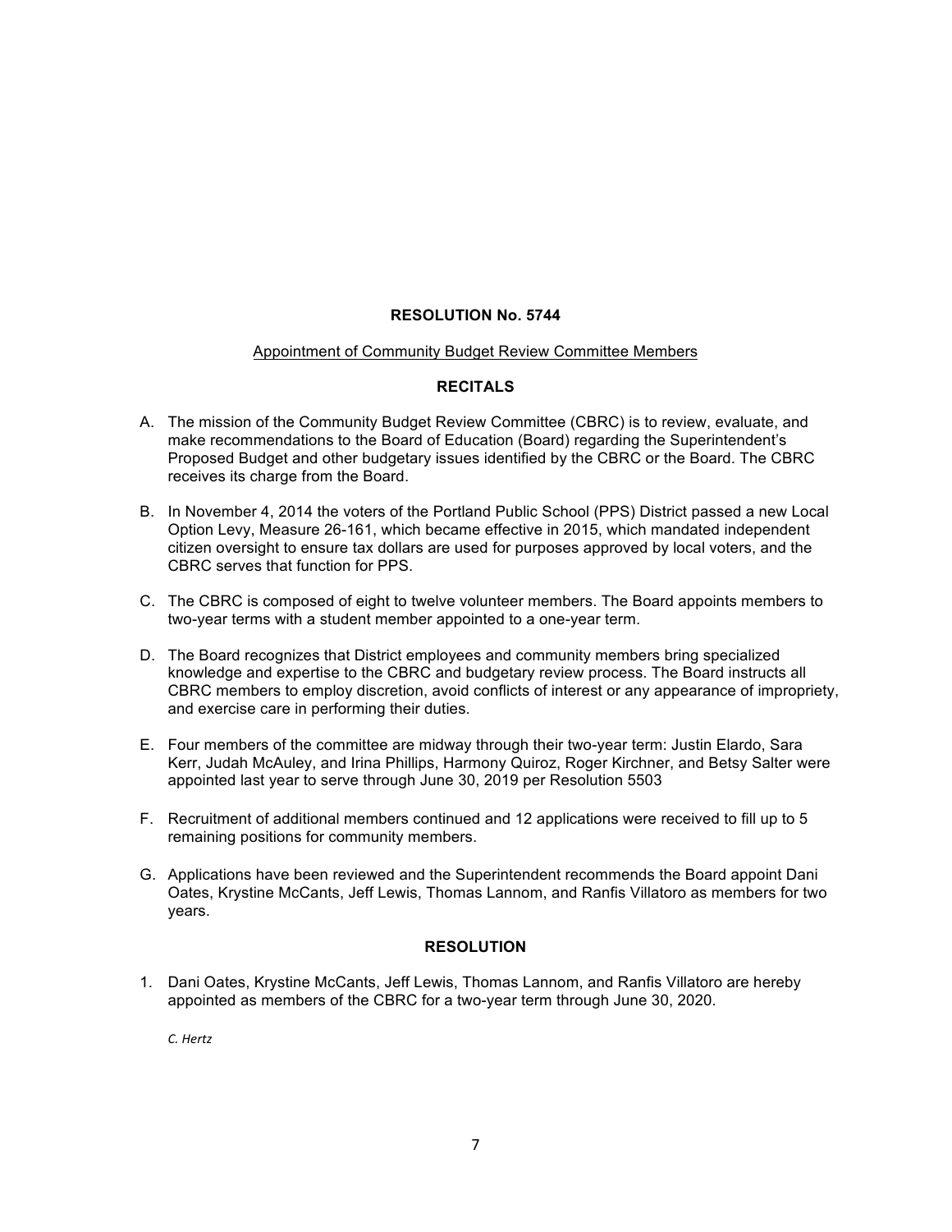**RESOLUTION No. 5744**

Appointment of Community Budget Review Committee Members

**RECITALS**

A. The mission of the Community Budget Review Committee (CBRC) is to review, evaluate, and make recommendations to the Board of Education (Board) regarding the Superintendent's Proposed Budget and other budgetary issues identified by the CBRC or the Board. The CBRC receives its charge from the Board.

B. In November 4, 2014 the voters of the Portland Public School (PPS) District passed a new Local Option Levy, Measure 26-161, which became effective in 2015, which mandated independent citizen oversight to ensure tax dollars are used for purposes approved by local voters, and the CBRC serves that function for PPS.

C. The CBRC is composed of eight to twelve volunteer members. The Board appoints members to two-year terms with a student member appointed to a one-year term.

D. The Board recognizes that District employees and community members bring specialized knowledge and expertise to the CBRC and budgetary review process. The Board instructs all CBRC members to employ discretion, avoid conflicts of interest or any appearance of impropriety, and exercise care in performing their duties.

E. Four members of the committee are midway through their two-year term: Justin Elardo, Sara Kerr, Judah McAuley, and Irina Phillips, Harmony Quiroz, Roger Kirchner, and Betsy Salter were appointed last year to serve through June 30, 2019 per Resolution 5503

F. Recruitment of additional members continued and 12 applications were received to fill up to 5 remaining positions for community members.

G. Applications have been reviewed and the Superintendent recommends the Board appoint Dani Oates, Krystine McCants, Jeff Lewis, Thomas Lannom, and Ranfis Villatoro as members for two years.

**RESOLUTION**

1. Dani Oates, Krystine McCants, Jeff Lewis, Thomas Lannom, and Ranfis Villatoro are hereby appointed as members of the CBRC for a two-year term through June 30, 2020.

*C. Hertz*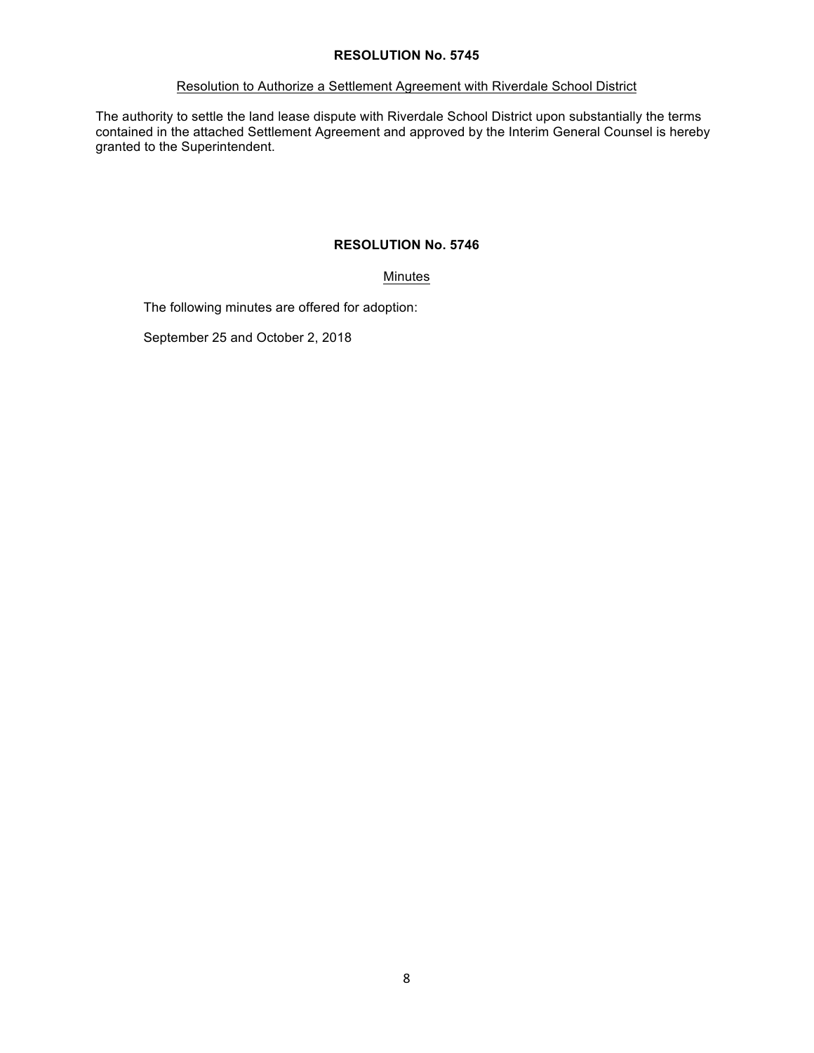## RESOLUTION No. 5745

Resolution to Authorize a Settlement Agreement with Riverdale School District

The authority to settle the land lease dispute with Riverdale School District upon substantially the terms contained in the attached Settlement Agreement and approved by the Interim General Counsel is hereby granted to the Superintendent.

## RESOLUTION No. 5746

Minutes

The following minutes are offered for adoption:

September 25 and October 2, 2018